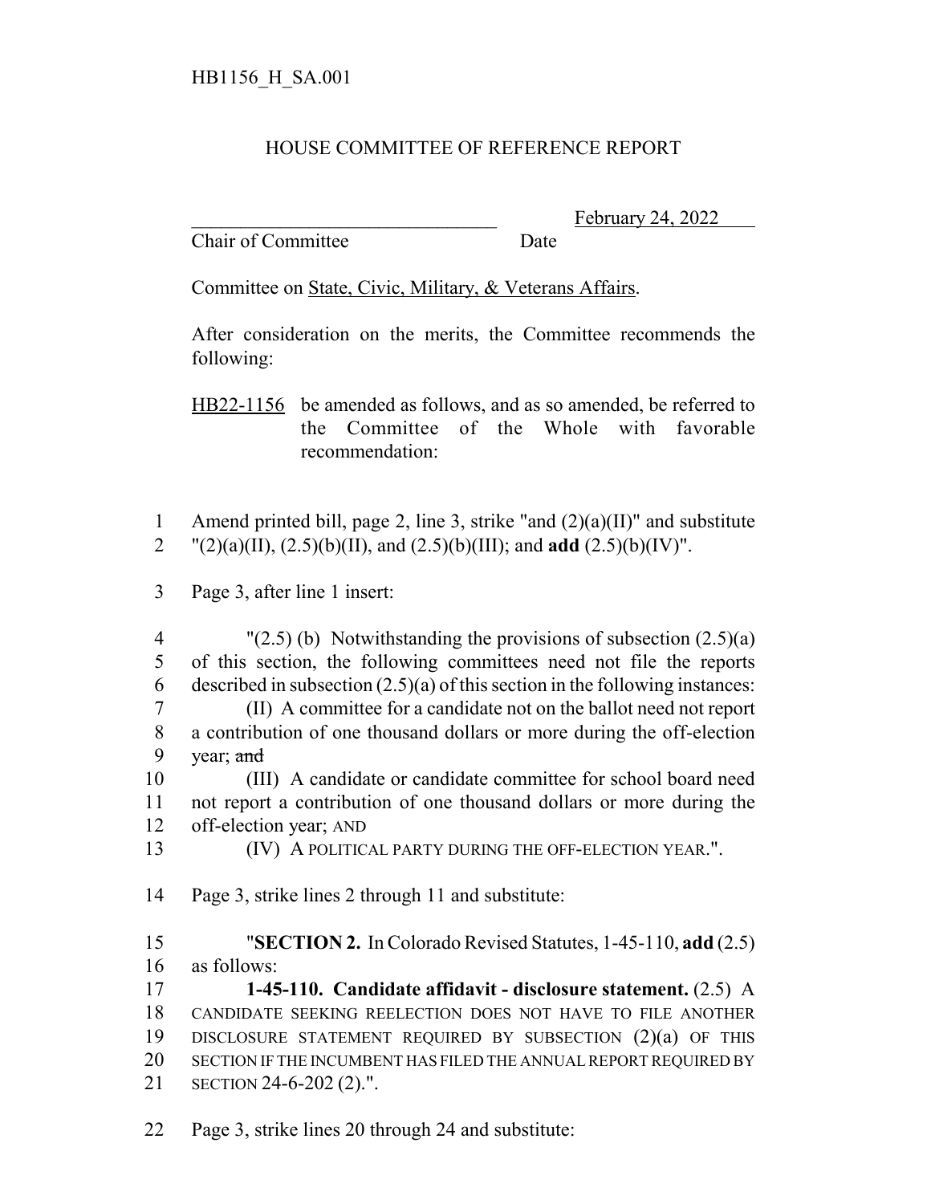HB1156_H_SA.001

# HOUSE COMMITTEE OF REFERENCE REPORT

\_\_\_\_\_\_\_\_\_\_\_\_\_\_\_\_\_\_\_\_\_\_\_\_\_\_\_\_\_\_\_\_ February 24, 2022
Chair of Committee Date

Committee on State, Civic, Military, & Veterans Affairs.

After consideration on the merits, the Committee recommends the following:

HB22-1156 be amended as follows, and as so amended, be referred to the Committee of the Whole with favorable recommendation:

1 Amend printed bill, page 2, line 3, strike "and (2)(a)(II)" and substitute
2 "(2)(a)(II), (2.5)(b)(II), and (2.5)(b)(III); and **add** (2.5)(b)(IV)".

3 Page 3, after line 1 insert:

4 "(2.5) (b) Notwithstanding the provisions of subsection (2.5)(a)
5 of this section, the following committees need not file the reports
6 described in subsection (2.5)(a) of this section in the following instances:
7 (II) A committee for a candidate not on the ballot need not report
8 a contribution of one thousand dollars or more during the off-election
9 year; ~~and~~
10 (III) A candidate or candidate committee for school board need
11 not report a contribution of one thousand dollars or more during the
12 off-election year; AND
13 (IV) A POLITICAL PARTY DURING THE OFF-ELECTION YEAR.".

14 Page 3, strike lines 2 through 11 and substitute:

15 "**SECTION 2.** In Colorado Revised Statutes, 1-45-110, **add** (2.5)
16 as follows:
17 **1-45-110. Candidate affidavit - disclosure statement.** (2.5) A
18 CANDIDATE SEEKING REELECTION DOES NOT HAVE TO FILE ANOTHER
19 DISCLOSURE STATEMENT REQUIRED BY SUBSECTION (2)(a) OF THIS
20 SECTION IF THE INCUMBENT HAS FILED THE ANNUAL REPORT REQUIRED BY
21 SECTION 24-6-202 (2).".

22 Page 3, strike lines 20 through 24 and substitute: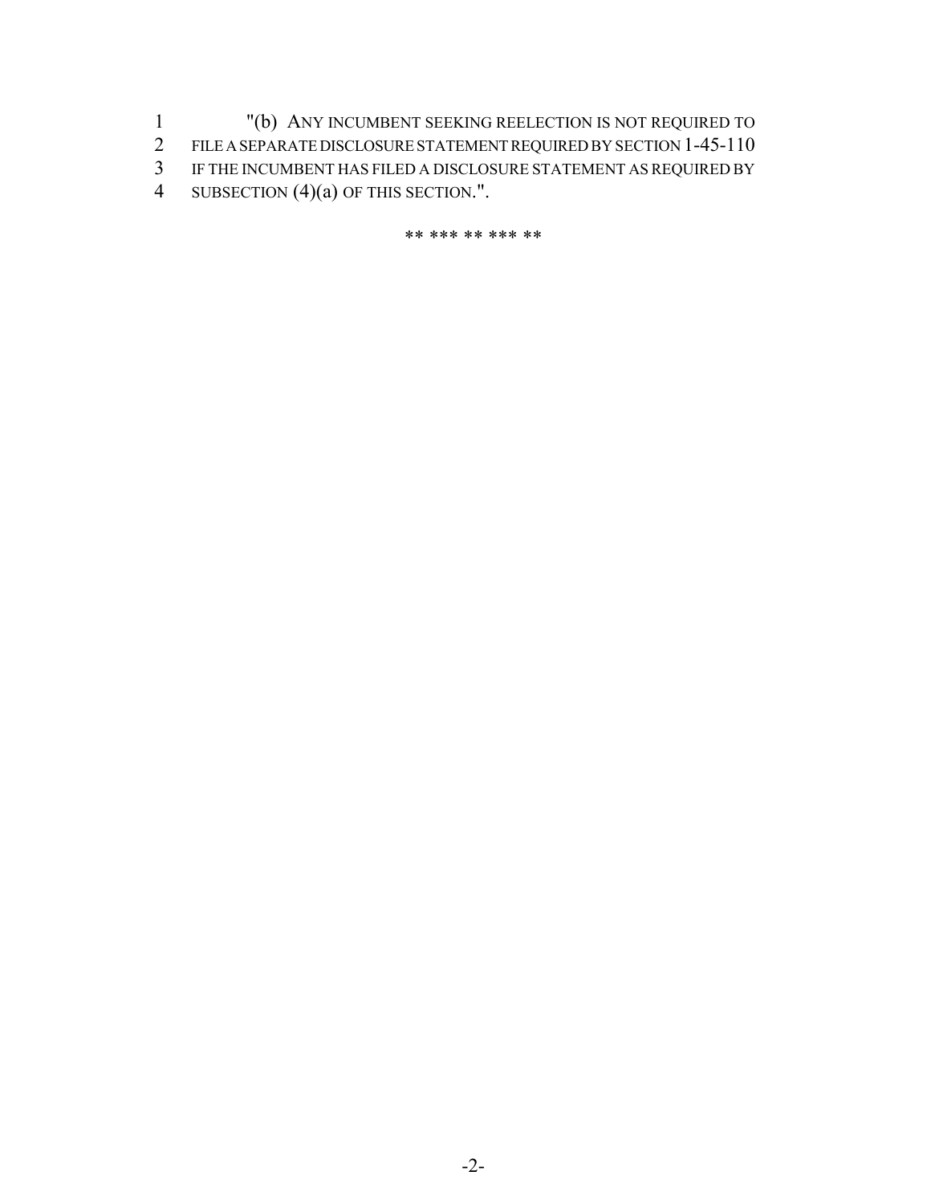"(b) ANY INCUMBENT SEEKING REELECTION IS NOT REQUIRED TO FILE A SEPARATE DISCLOSURE STATEMENT REQUIRED BY SECTION 1-45-110 IF THE INCUMBENT HAS FILED A DISCLOSURE STATEMENT AS REQUIRED BY SUBSECTION (4)(a) OF THIS SECTION.".

** *** ** *** **